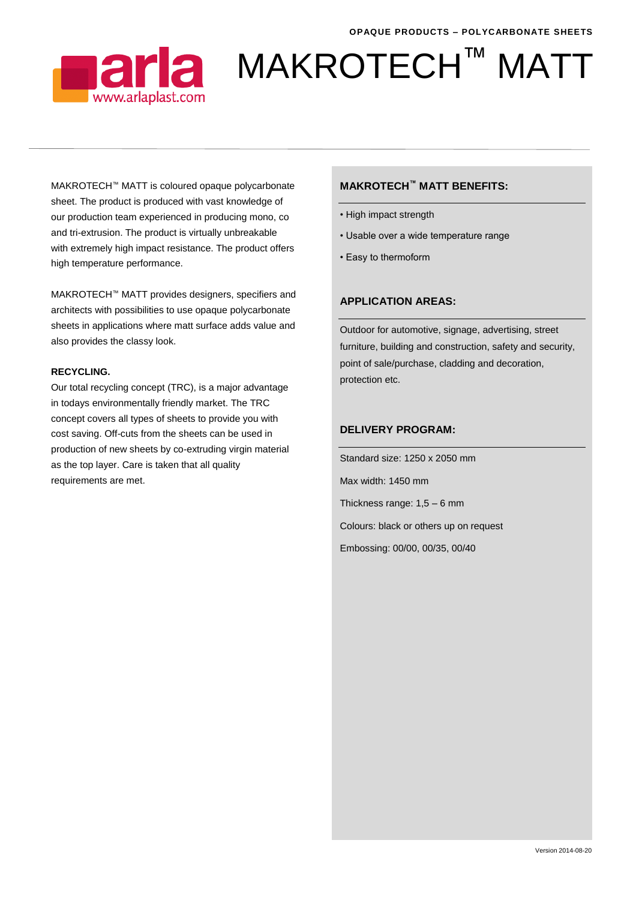OPAQUE PRODUCTS – POLYCARBONATE SHEETS

arla
www.arlaplast.com

# MAKROTECH™ MATT

MAKROTECH™ MATT is coloured opaque polycarbonate sheet. The product is produced with vast knowledge of our production team experienced in producing mono, co and tri-extrusion. The product is virtually unbreakable with extremely high impact resistance. The product offers high temperature performance.

MAKROTECH™ MATT provides designers, specifiers and architects with possibilities to use opaque polycarbonate sheets in applications where matt surface adds value and also provides the classy look.

**RECYCLING.**

Our total recycling concept (TRC), is a major advantage in todays environmentally friendly market. The TRC concept covers all types of sheets to provide you with cost saving. Off-cuts from the sheets can be used in production of new sheets by co-extruding virgin material as the top layer. Care is taken that all quality requirements are met.

## MAKROTECH™ MATT BENEFITS:

- High impact strength
- Usable over a wide temperature range
- Easy to thermoform

## APPLICATION AREAS:

Outdoor for automotive, signage, advertising, street furniture, building and construction, safety and security, point of sale/purchase, cladding and decoration, protection etc.

## DELIVERY PROGRAM:

Standard size: 1250 x 2050 mm

Max width: 1450 mm

Thickness range: 1,5 – 6 mm

Colours: black or others up on request

Embossing: 00/00, 00/35, 00/40

Version 2014-08-20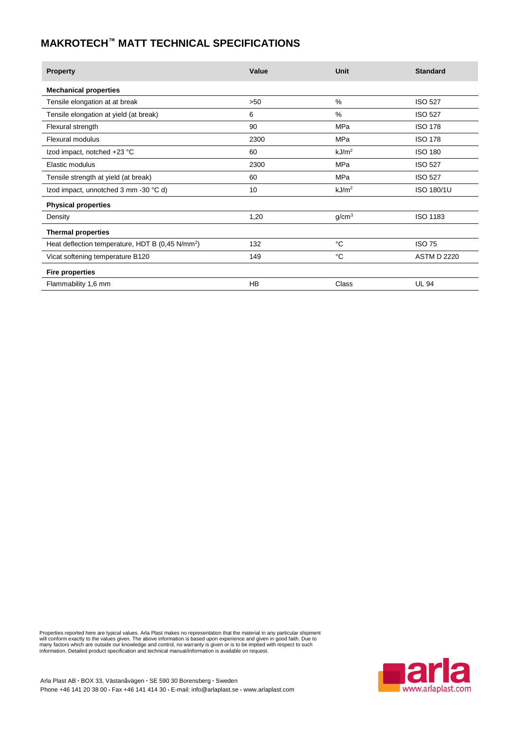## MAKROTECH™ MATT TECHNICAL SPECIFICATIONS

| Property | Value | Unit | Standard |
|---|---|---|---|
| **Mechanical properties** | | | |
| Tensile elongation at at break | >50 | % | ISO 527 |
| Tensile elongation at yield (at break) | 6 | % | ISO 527 |
| Flexural strength | 90 | MPa | ISO 178 |
| Flexural modulus | 2300 | MPa | ISO 178 |
| Izod impact, notched +23 °C | 60 | $kJ/m^2$ | ISO 180 |
| Elastic modulus | 2300 | MPa | ISO 527 |
| Tensile strength at yield (at break) | 60 | MPa | ISO 527 |
| Izod impact, unnotched 3 mm -30 °C d) | 10 | $kJ/m^2$ | ISO 180/1U |
| **Physical properties** | | | |
| Density | 1,20 | $g/cm^3$ | ISO 1183 |
| **Thermal properties** | | | |
| Heat deflection temperature, HDT B (0,45 $N/mm^2$) | 132 | °C | ISO 75 |
| Vicat softening temperature B120 | 149 | °C | ASTM D 2220 |
| **Fire properties** | | | |
| Flammability 1,6 mm | HB | Class | UL 94 |

Properties reported here are typical values. Arla Plast makes no representation that the material in any particular shipment will conform exactly to the values given. The above information is based upon experience and given in good faith. Due to many factors which are outside our knowledge and control, no warranty is given or is to be implied with respect to such information. Detailed product specification and technical manual/information is available on request.

Arla Plast AB • BOX 33, Västanåvägen • SE 590 30 Borensberg • Sweden
Phone +46 141 20 38 00 • Fax +46 141 414 30 • E-mail: info@arlaplast.se • www.arlaplast.com

arla
www.arlaplast.com